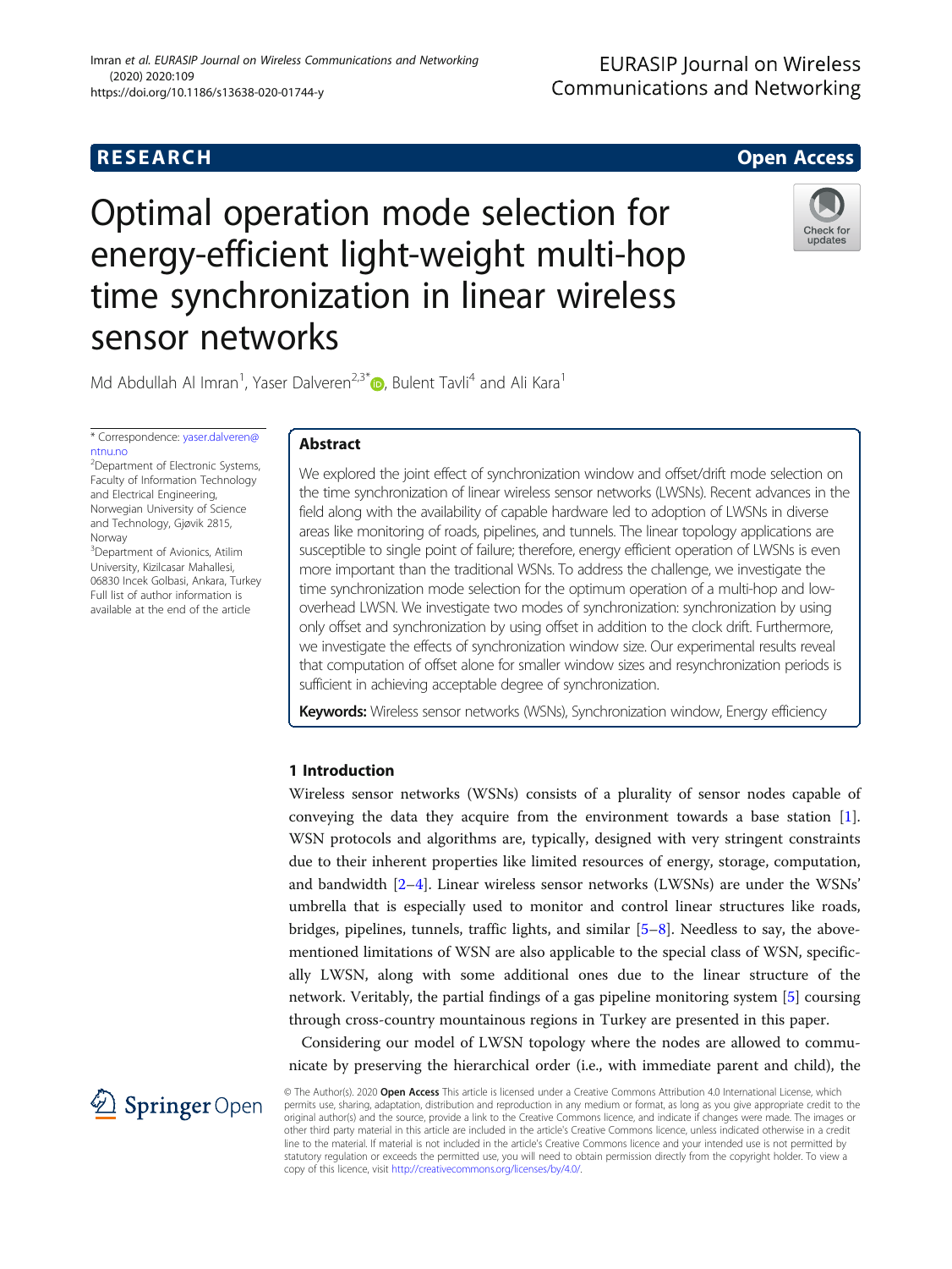RESEARCH

Open Access

# Optimal operation mode selection for energy-efficient light-weight multi-hop time synchronization in linear wireless sensor networks

Md Abdullah Al Imran[1], Yaser Dalveren[2,3*], Bulent Tavli[4] and Ali Kara[1]

\* Correspondence: yaser.dalveren@ntnu.no

[2]Department of Electronic Systems, Faculty of Information Technology and Electrical Engineering, Norwegian University of Science and Technology, Gjøvik 2815, Norway

[3]Department of Avionics, Atilim University, Kizilcasar Mahallesi, 06830 Incek Golbasi, Ankara, Turkey

Full list of author information is available at the end of the article

## Abstract

We explored the joint effect of synchronization window and offset/drift mode selection on the time synchronization of linear wireless sensor networks (LWSNs). Recent advances in the field along with the availability of capable hardware led to adoption of LWSNs in diverse areas like monitoring of roads, pipelines, and tunnels. The linear topology applications are susceptible to single point of failure; therefore, energy efficient operation of LWSNs is even more important than the traditional WSNs. To address the challenge, we investigate the time synchronization mode selection for the optimum operation of a multi-hop and low-overhead LWSN. We investigate two modes of synchronization: synchronization by using only offset and synchronization by using offset in addition to the clock drift. Furthermore, we investigate the effects of synchronization window size. Our experimental results reveal that computation of offset alone for smaller window sizes and resynchronization periods is sufficient in achieving acceptable degree of synchronization.

**Keywords:** Wireless sensor networks (WSNs), Synchronization window, Energy efficiency

## 1 Introduction

Wireless sensor networks (WSNs) consists of a plurality of sensor nodes capable of conveying the data they acquire from the environment towards a base station [1]. WSN protocols and algorithms are, typically, designed with very stringent constraints due to their inherent properties like limited resources of energy, storage, computation, and bandwidth [2–4]. Linear wireless sensor networks (LWSNs) are under the WSNs' umbrella that is especially used to monitor and control linear structures like roads, bridges, pipelines, tunnels, traffic lights, and similar [5–8]. Needless to say, the above-mentioned limitations of WSN are also applicable to the special class of WSN, specifically LWSN, along with some additional ones due to the linear structure of the network. Veritably, the partial findings of a gas pipeline monitoring system [5] coursing through cross-country mountainous regions in Turkey are presented in this paper.

Considering our model of LWSN topology where the nodes are allowed to communicate by preserving the hierarchical order (i.e., with immediate parent and child), the

© The Author(s). 2020 **Open Access** This article is licensed under a Creative Commons Attribution 4.0 International License, which permits use, sharing, adaptation, distribution and reproduction in any medium or format, as long as you give appropriate credit to the original author(s) and the source, provide a link to the Creative Commons licence, and indicate if changes were made. The images or other third party material in this article are included in the article's Creative Commons licence, unless indicated otherwise in a credit line to the material. If material is not included in the article's Creative Commons licence and your intended use is not permitted by statutory regulation or exceeds the permitted use, you will need to obtain permission directly from the copyright holder. To view a copy of this licence, visit http://creativecommons.org/licenses/by/4.0/.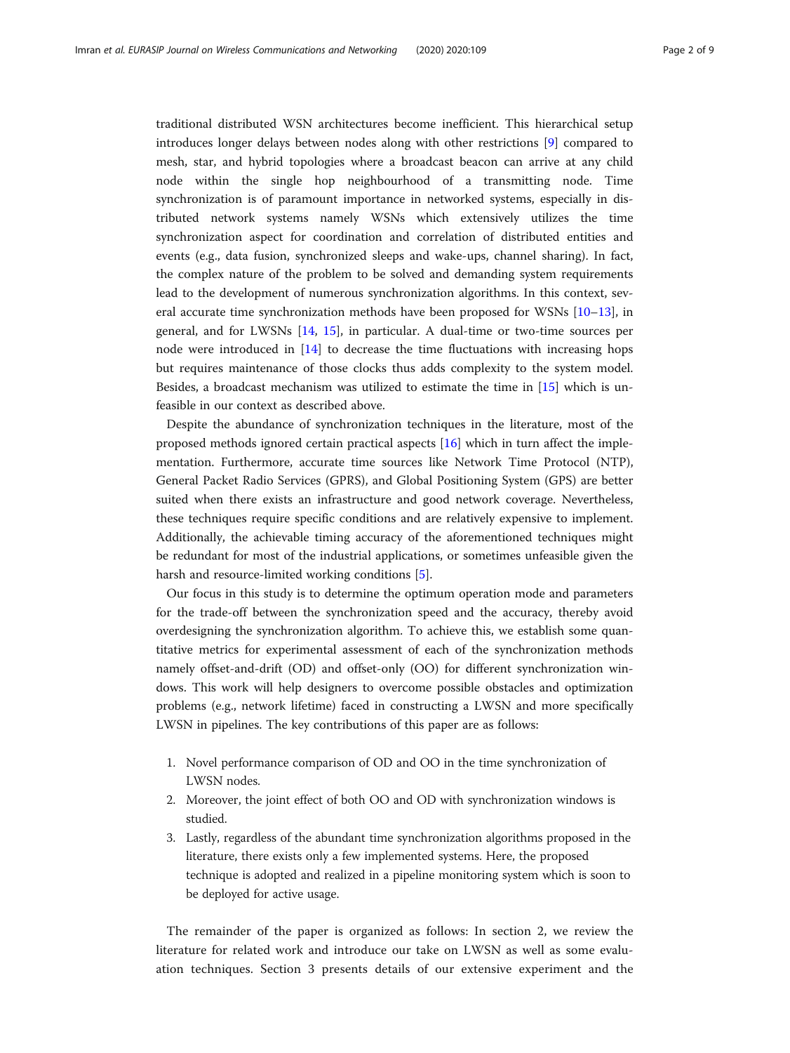traditional distributed WSN architectures become inefficient. This hierarchical setup introduces longer delays between nodes along with other restrictions [9] compared to mesh, star, and hybrid topologies where a broadcast beacon can arrive at any child node within the single hop neighbourhood of a transmitting node. Time synchronization is of paramount importance in networked systems, especially in distributed network systems namely WSNs which extensively utilizes the time synchronization aspect for coordination and correlation of distributed entities and events (e.g., data fusion, synchronized sleeps and wake-ups, channel sharing). In fact, the complex nature of the problem to be solved and demanding system requirements lead to the development of numerous synchronization algorithms. In this context, several accurate time synchronization methods have been proposed for WSNs [10–13], in general, and for LWSNs [14, 15], in particular. A dual-time or two-time sources per node were introduced in [14] to decrease the time fluctuations with increasing hops but requires maintenance of those clocks thus adds complexity to the system model. Besides, a broadcast mechanism was utilized to estimate the time in [15] which is unfeasible in our context as described above.

Despite the abundance of synchronization techniques in the literature, most of the proposed methods ignored certain practical aspects [16] which in turn affect the implementation. Furthermore, accurate time sources like Network Time Protocol (NTP), General Packet Radio Services (GPRS), and Global Positioning System (GPS) are better suited when there exists an infrastructure and good network coverage. Nevertheless, these techniques require specific conditions and are relatively expensive to implement. Additionally, the achievable timing accuracy of the aforementioned techniques might be redundant for most of the industrial applications, or sometimes unfeasible given the harsh and resource-limited working conditions [5].

Our focus in this study is to determine the optimum operation mode and parameters for the trade-off between the synchronization speed and the accuracy, thereby avoid overdesigning the synchronization algorithm. To achieve this, we establish some quantitative metrics for experimental assessment of each of the synchronization methods namely offset-and-drift (OD) and offset-only (OO) for different synchronization windows. This work will help designers to overcome possible obstacles and optimization problems (e.g., network lifetime) faced in constructing a LWSN and more specifically LWSN in pipelines. The key contributions of this paper are as follows:

1. Novel performance comparison of OD and OO in the time synchronization of LWSN nodes.
2. Moreover, the joint effect of both OO and OD with synchronization windows is studied.
3. Lastly, regardless of the abundant time synchronization algorithms proposed in the literature, there exists only a few implemented systems. Here, the proposed technique is adopted and realized in a pipeline monitoring system which is soon to be deployed for active usage.

The remainder of the paper is organized as follows: In section 2, we review the literature for related work and introduce our take on LWSN as well as some evaluation techniques. Section 3 presents details of our extensive experiment and the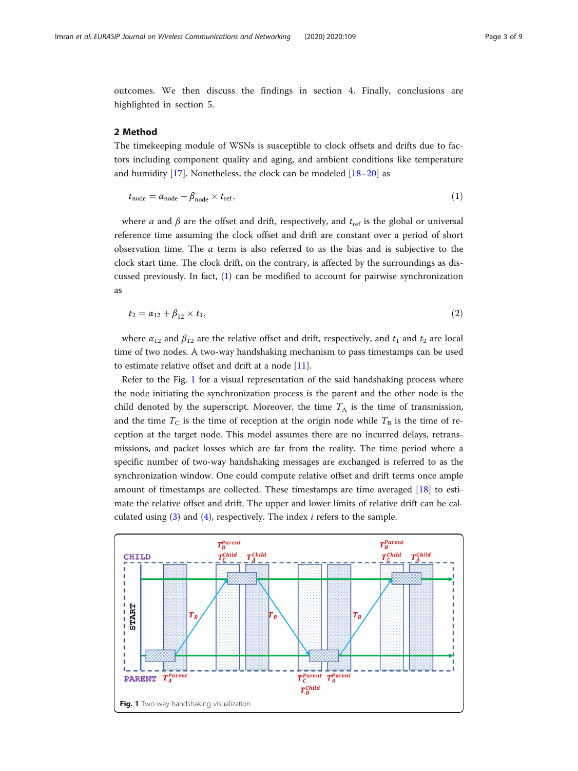outcomes. We then discuss the findings in section 4. Finally, conclusions are highlighted in section 5.

## 2 Method

The timekeeping module of WSNs is susceptible to clock offsets and drifts due to factors including component quality and aging, and ambient conditions like temperature and humidity [17]. Nonetheless, the clock can be modeled [18–20] as

$$t_{\text{node}} = \alpha_{\text{node}} + \beta_{\text{node}} \times t_{\text{ref}}, \tag{1}$$

where $\alpha$ and $\beta$ are the offset and drift, respectively, and $t_{\text{ref}}$ is the global or universal reference time assuming the clock offset and drift are constant over a period of short observation time. The $\alpha$ term is also referred to as the bias and is subjective to the clock start time. The clock drift, on the contrary, is affected by the surroundings as discussed previously. In fact, (1) can be modified to account for pairwise synchronization as

$$t_2 = \alpha_{12} + \beta_{12} \times t_1, \tag{2}$$

where $\alpha_{12}$ and $\beta_{12}$ are the relative offset and drift, respectively, and $t_1$ and $t_2$ are local time of two nodes. A two-way handshaking mechanism to pass timestamps can be used to estimate relative offset and drift at a node [11].

Refer to the Fig. 1 for a visual representation of the said handshaking process where the node initiating the synchronization process is the parent and the other node is the child denoted by the superscript. Moreover, the time $T_{\text{A}}$ is the time of transmission, and the time $T_{\text{C}}$ is the time of reception at the origin node while $T_{\text{B}}$ is the time of reception at the target node. This model assumes there are no incurred delays, retransmissions, and packet losses which are far from the reality. The time period where a specific number of two-way handshaking messages are exchanged is referred to as the synchronization window. One could compute relative offset and drift terms once ample amount of timestamps are collected. These timestamps are time averaged [18] to estimate the relative offset and drift. The upper and lower limits of relative drift can be calculated using (3) and (4), respectively. The index $i$ refers to the sample.

**Fig. 1** Two-way handshaking visualization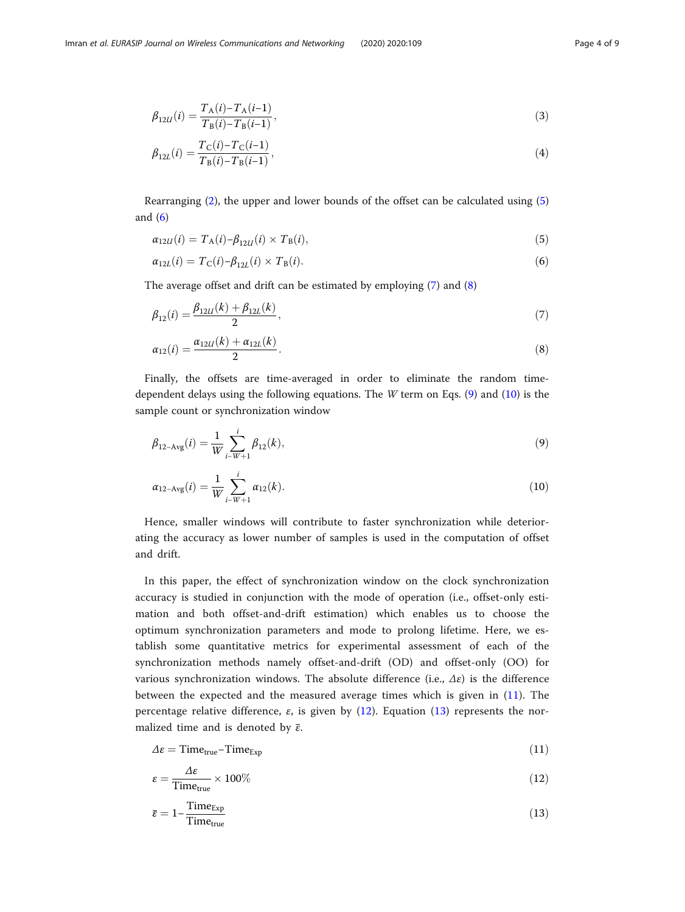$$\beta_{12U}(i) = \frac{T_{\mathrm{A}}(i) - T_{\mathrm{A}}(i-1)}{T_{\mathrm{B}}(i) - T_{\mathrm{B}}(i-1)}, \tag{3}$$

$$\beta_{12L}(i) = \frac{T_{\mathrm{C}}(i) - T_{\mathrm{C}}(i-1)}{T_{\mathrm{B}}(i) - T_{\mathrm{B}}(i-1)}, \tag{4}$$

Rearranging (2), the upper and lower bounds of the offset can be calculated using (5) and (6)

$$\alpha_{12U}(i) = T_{\mathrm{A}}(i) - \beta_{12U}(i) \times T_{\mathrm{B}}(i), \tag{5}$$

$$\alpha_{12L}(i) = T_{\mathrm{C}}(i) - \beta_{12L}(i) \times T_{\mathrm{B}}(i). \tag{6}$$

The average offset and drift can be estimated by employing (7) and (8)

$$\beta_{12}(i) = \frac{\beta_{12U}(k) + \beta_{12L}(k)}{2}, \tag{7}$$

$$\alpha_{12}(i) = \frac{\alpha_{12U}(k) + \alpha_{12L}(k)}{2}. \tag{8}$$

Finally, the offsets are time-averaged in order to eliminate the random time-dependent delays using the following equations. The $W$ term on Eqs. (9) and (10) is the sample count or synchronization window

$$\beta_{12\text{-Avg}}(i) = \frac{1}{W} \sum_{i-W+1}^{i} \beta_{12}(k), \tag{9}$$

$$\alpha_{12\text{-Avg}}(i) = \frac{1}{W} \sum_{i-W+1}^{i} \alpha_{12}(k). \tag{10}$$

Hence, smaller windows will contribute to faster synchronization while deteriorating the accuracy as lower number of samples is used in the computation of offset and drift.

In this paper, the effect of synchronization window on the clock synchronization accuracy is studied in conjunction with the mode of operation (i.e., offset-only estimation and both offset-and-drift estimation) which enables us to choose the optimum synchronization parameters and mode to prolong lifetime. Here, we establish some quantitative metrics for experimental assessment of each of the synchronization methods namely offset-and-drift (OD) and offset-only (OO) for various synchronization windows. The absolute difference (i.e., $\Delta\varepsilon$) is the difference between the expected and the measured average times which is given in (11). The percentage relative difference, $\varepsilon$, is given by (12). Equation (13) represents the normalized time and is denoted by $\bar{\varepsilon}$.

$$\Delta\varepsilon = \mathrm{Time}_{\mathrm{true}} - \mathrm{Time}_{\mathrm{Exp}} \tag{11}$$

$$\varepsilon = \frac{\Delta\varepsilon}{\mathrm{Time}_{\mathrm{true}}} \times 100\% \tag{12}$$

$$\bar{\varepsilon} = 1 - \frac{\mathrm{Time}_{\mathrm{Exp}}}{\mathrm{Time}_{\mathrm{true}}} \tag{13}$$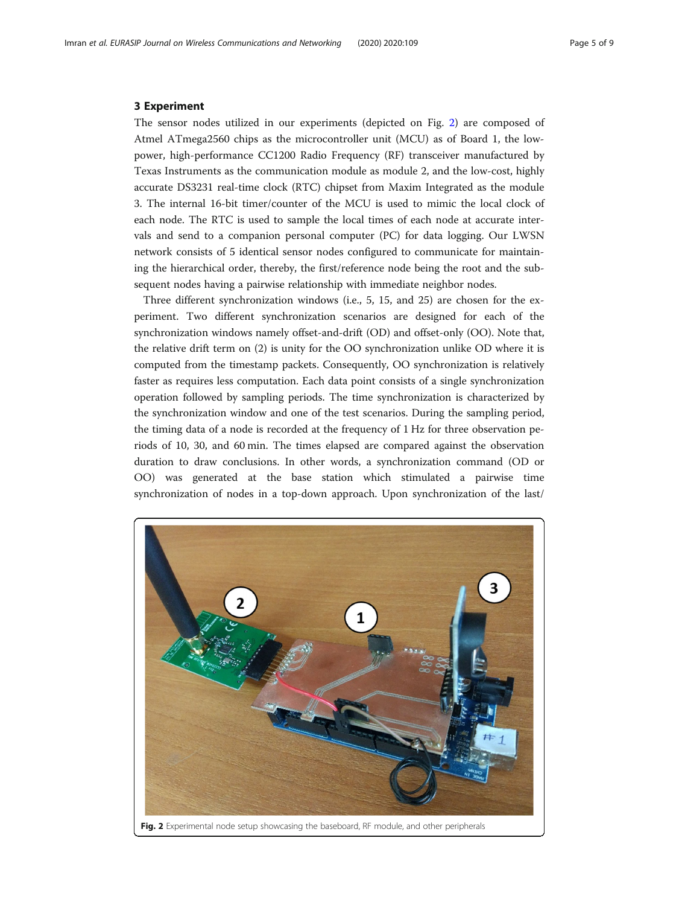## 3 Experiment

The sensor nodes utilized in our experiments (depicted on Fig. 2) are composed of Atmel ATmega2560 chips as the microcontroller unit (MCU) as of Board 1, the low-power, high-performance CC1200 Radio Frequency (RF) transceiver manufactured by Texas Instruments as the communication module as module 2, and the low-cost, highly accurate DS3231 real-time clock (RTC) chipset from Maxim Integrated as the module 3. The internal 16-bit timer/counter of the MCU is used to mimic the local clock of each node. The RTC is used to sample the local times of each node at accurate intervals and send to a companion personal computer (PC) for data logging. Our LWSN network consists of 5 identical sensor nodes configured to communicate for maintaining the hierarchical order, thereby, the first/reference node being the root and the subsequent nodes having a pairwise relationship with immediate neighbor nodes.

Three different synchronization windows (i.e., 5, 15, and 25) are chosen for the experiment. Two different synchronization scenarios are designed for each of the synchronization windows namely offset-and-drift (OD) and offset-only (OO). Note that, the relative drift term on (2) is unity for the OO synchronization unlike OD where it is computed from the timestamp packets. Consequently, OO synchronization is relatively faster as requires less computation. Each data point consists of a single synchronization operation followed by sampling periods. The time synchronization is characterized by the synchronization window and one of the test scenarios. During the sampling period, the timing data of a node is recorded at the frequency of 1 Hz for three observation periods of 10, 30, and 60 min. The times elapsed are compared against the observation duration to draw conclusions. In other words, a synchronization command (OD or OO) was generated at the base station which stimulated a pairwise time synchronization of nodes in a top-down approach. Upon synchronization of the last/

**Fig. 2** Experimental node setup showcasing the baseboard, RF module, and other peripherals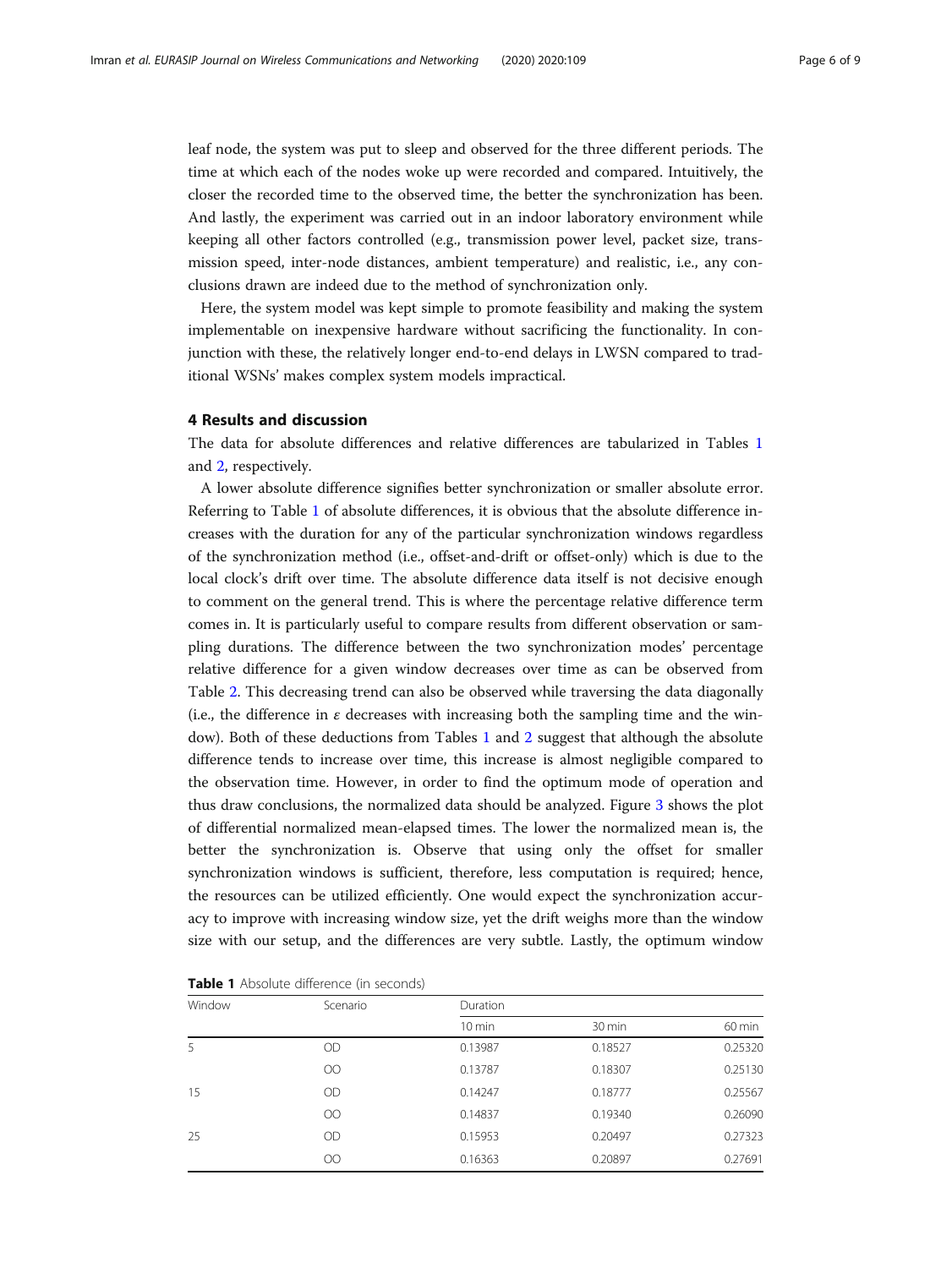leaf node, the system was put to sleep and observed for the three different periods. The time at which each of the nodes woke up were recorded and compared. Intuitively, the closer the recorded time to the observed time, the better the synchronization has been. And lastly, the experiment was carried out in an indoor laboratory environment while keeping all other factors controlled (e.g., transmission power level, packet size, transmission speed, inter-node distances, ambient temperature) and realistic, i.e., any conclusions drawn are indeed due to the method of synchronization only.

Here, the system model was kept simple to promote feasibility and making the system implementable on inexpensive hardware without sacrificing the functionality. In conjunction with these, the relatively longer end-to-end delays in LWSN compared to traditional WSNs' makes complex system models impractical.

## 4 Results and discussion

The data for absolute differences and relative differences are tabularized in Tables 1 and 2, respectively.

A lower absolute difference signifies better synchronization or smaller absolute error. Referring to Table 1 of absolute differences, it is obvious that the absolute difference increases with the duration for any of the particular synchronization windows regardless of the synchronization method (i.e., offset-and-drift or offset-only) which is due to the local clock's drift over time. The absolute difference data itself is not decisive enough to comment on the general trend. This is where the percentage relative difference term comes in. It is particularly useful to compare results from different observation or sampling durations. The difference between the two synchronization modes' percentage relative difference for a given window decreases over time as can be observed from Table 2. This decreasing trend can also be observed while traversing the data diagonally (i.e., the difference in $\varepsilon$ decreases with increasing both the sampling time and the window). Both of these deductions from Tables 1 and 2 suggest that although the absolute difference tends to increase over time, this increase is almost negligible compared to the observation time. However, in order to find the optimum mode of operation and thus draw conclusions, the normalized data should be analyzed. Figure 3 shows the plot of differential normalized mean-elapsed times. The lower the normalized mean is, the better the synchronization is. Observe that using only the offset for smaller synchronization windows is sufficient, therefore, less computation is required; hence, the resources can be utilized efficiently. One would expect the synchronization accuracy to improve with increasing window size, yet the drift weighs more than the window size with our setup, and the differences are very subtle. Lastly, the optimum window

**Table 1** Absolute difference (in seconds)

| Window | Scenario | Duration | | |
|---|---|---|---|---|
| | | 10 min | 30 min | 60 min |
| 5 | OD | 0.13987 | 0.18527 | 0.25320 |
| | OO | 0.13787 | 0.18307 | 0.25130 |
| 15 | OD | 0.14247 | 0.18777 | 0.25567 |
| | OO | 0.14837 | 0.19340 | 0.26090 |
| 25 | OD | 0.15953 | 0.20497 | 0.27323 |
| | OO | 0.16363 | 0.20897 | 0.27691 |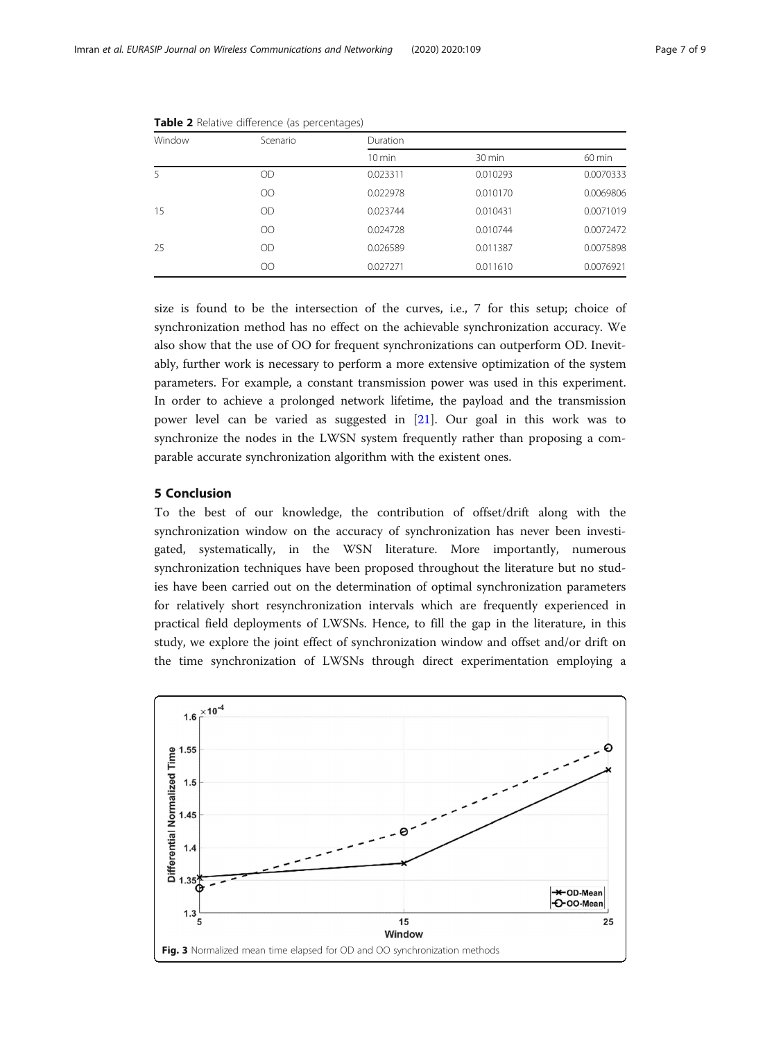**Table 2** Relative difference (as percentages)

| Window | Scenario | Duration | | |
|---|---|---|---|---|
| | | 10 min | 30 min | 60 min |
| 5 | OD | 0.023311 | 0.010293 | 0.0070333 |
| | OO | 0.022978 | 0.010170 | 0.0069806 |
| 15 | OD | 0.023744 | 0.010431 | 0.0071019 |
| | OO | 0.024728 | 0.010744 | 0.0072472 |
| 25 | OD | 0.026589 | 0.011387 | 0.0075898 |
| | OO | 0.027271 | 0.011610 | 0.0076921 |

size is found to be the intersection of the curves, i.e., 7 for this setup; choice of synchronization method has no effect on the achievable synchronization accuracy. We also show that the use of OO for frequent synchronizations can outperform OD. Inevitably, further work is necessary to perform a more extensive optimization of the system parameters. For example, a constant transmission power was used in this experiment. In order to achieve a prolonged network lifetime, the payload and the transmission power level can be varied as suggested in [21]. Our goal in this work was to synchronize the nodes in the LWSN system frequently rather than proposing a comparable accurate synchronization algorithm with the existent ones.

## 5 Conclusion

To the best of our knowledge, the contribution of offset/drift along with the synchronization window on the accuracy of synchronization has never been investigated, systematically, in the WSN literature. More importantly, numerous synchronization techniques have been proposed throughout the literature but no studies have been carried out on the determination of optimal synchronization parameters for relatively short resynchronization intervals which are frequently experienced in practical field deployments of LWSNs. Hence, to fill the gap in the literature, in this study, we explore the joint effect of synchronization window and offset and/or drift on the time synchronization of LWSNs through direct experimentation employing a

**Fig. 3** Normalized mean time elapsed for OD and OO synchronization methods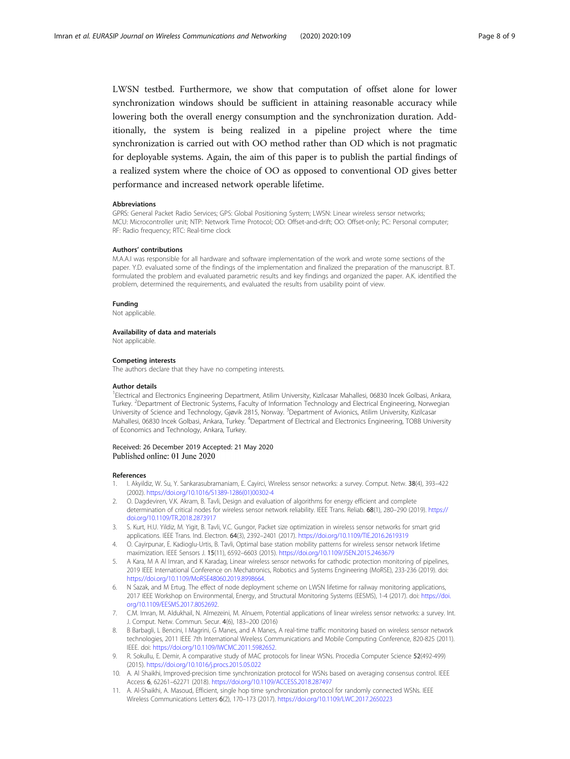LWSN testbed. Furthermore, we show that computation of offset alone for lower synchronization windows should be sufficient in attaining reasonable accuracy while lowering both the overall energy consumption and the synchronization duration. Additionally, the system is being realized in a pipeline project where the time synchronization is carried out with OO method rather than OD which is not pragmatic for deployable systems. Again, the aim of this paper is to publish the partial findings of a realized system where the choice of OO as opposed to conventional OD gives better performance and increased network operable lifetime.

#### Abbreviations

GPRS: General Packet Radio Services; GPS: Global Positioning System; LWSN: Linear wireless sensor networks; MCU: Microcontroller unit; NTP: Network Time Protocol; OD: Offset-and-drift; OO: Offset-only; PC: Personal computer; RF: Radio frequency; RTC: Real-time clock

#### Authors' contributions

M.A.A.I was responsible for all hardware and software implementation of the work and wrote some sections of the paper. Y.D. evaluated some of the findings of the implementation and finalized the preparation of the manuscript. B.T. formulated the problem and evaluated parametric results and key findings and organized the paper. A.K. identified the problem, determined the requirements, and evaluated the results from usability point of view.

#### Funding

Not applicable.

#### Availability of data and materials

Not applicable.

#### Competing interests

The authors declare that they have no competing interests.

#### Author details

[1]Electrical and Electronics Engineering Department, Atilim University, Kizilcasar Mahallesi, 06830 Incek Golbasi, Ankara, Turkey. [2]Department of Electronic Systems, Faculty of Information Technology and Electrical Engineering, Norwegian University of Science and Technology, Gjøvik 2815, Norway. [3]Department of Avionics, Atilim University, Kizilcasar Mahallesi, 06830 Incek Golbasi, Ankara, Turkey. [4]Department of Electrical and Electronics Engineering, TOBB University of Economics and Technology, Ankara, Turkey.

Received: 26 December 2019 Accepted: 21 May 2020
Published online: 01 June 2020

#### References

1. I. Akyildiz, W. Su, Y. Sankarasubramaniam, E. Cayirci, Wireless sensor networks: a survey. Comput. Netw. **38**(4), 393–422 (2002). https://doi.org/10.1016/S1389-1286(01)00302-4
2. O. Dagdeviren, V.K. Akram, B. Tavli, Design and evaluation of algorithms for energy efficient and complete determination of critical nodes for wireless sensor network reliability. IEEE Trans. Reliab. **68**(1), 280–290 (2019). https://doi.org/10.1109/TR.2018.2873917
3. S. Kurt, H.U. Yildiz, M. Yigit, B. Tavli, V.C. Gungor, Packet size optimization in wireless sensor networks for smart grid applications. IEEE Trans. Ind. Electron. **64**(3), 2392–2401 (2017). https://doi.org/10.1109/TIE.2016.2619319
4. O. Cayirpunar, E. Kadioglu-Urtis, B. Tavli, Optimal base station mobility patterns for wireless sensor network lifetime maximization. IEEE Sensors J. **15**(11), 6592–6603 (2015). https://doi.org/10.1109/JSEN.2015.2463679
5. A Kara, M A Al Imran, and K Karadag, Linear wireless sensor networks for cathodic protection monitoring of pipelines, 2019 IEEE International Conference on Mechatronics, Robotics and Systems Engineering (MoRSE), 233-236 (2019). doi: https://doi.org/10.1109/MoRSE48060.2019.8998664.
6. N Sazak, and M Ertug. The effect of node deployment scheme on LWSN lifetime for railway monitoring applications, 2017 IEEE Workshop on Environmental, Energy, and Structural Monitoring Systems (EESMS), 1-4 (2017). doi: https://doi.org/10.1109/EESMS.2017.8052692.
7. C.M. Imran, M. Aldukhail, N. Almezeini, M. Alnuem, Potential applications of linear wireless sensor networks: a survey. Int. J. Comput. Netw. Commun. Secur. **4**(6), 183–200 (2016)
8. B Barbagli, L Bencini, I Magrini, G Manes, and A Manes, A real-time traffic monitoring based on wireless sensor network technologies, 2011 IEEE 7th International Wireless Communications and Mobile Computing Conference, 820-825 (2011). IEEE. doi: https://doi.org/10.1109/IWCMC.2011.5982652.
9. R. Sokullu, E. Demir, A comparative study of MAC protocols for linear WSNs. Procedia Computer Science **52**(492-499) (2015). https://doi.org/10.1016/j.procs.2015.05.022
10. A. Al Shaikhi, Improved-precision time synchronization protocol for WSNs based on averaging consensus control. IEEE Access **6**, 62261–62271 (2018). https://doi.org/10.1109/ACCESS.2018.287497
11. A. Al-Shaikhi, A. Masoud, Efficient, single hop time synchronization protocol for randomly connected WSNs. IEEE Wireless Communications Letters **6**(2), 170–173 (2017). https://doi.org/10.1109/LWC.2017.2650223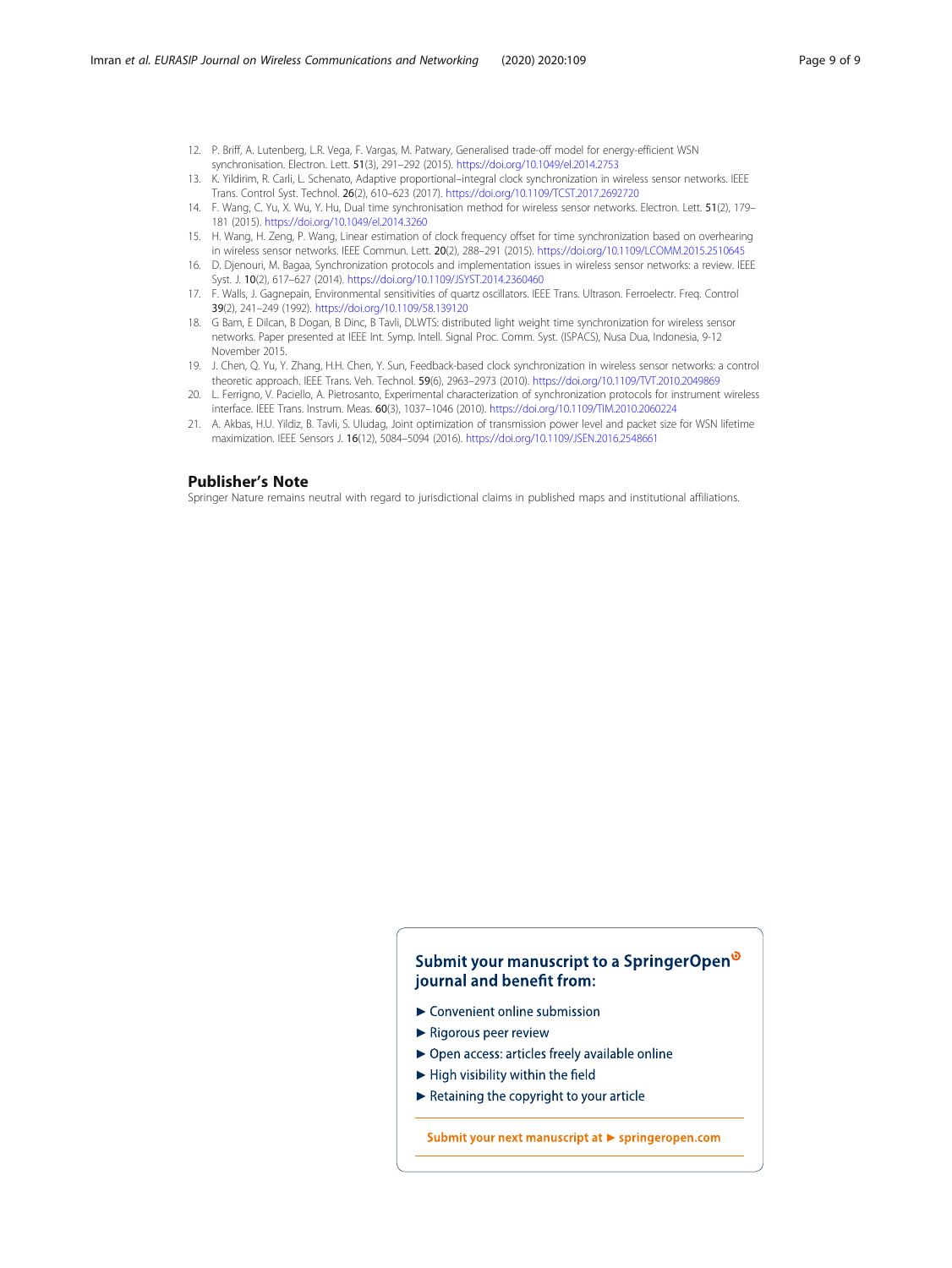12. P. Briff, A. Lutenberg, L.R. Vega, F. Vargas, M. Patwary, Generalised trade-off model for energy-efficient WSN synchronisation. Electron. Lett. **51**(3), 291–292 (2015). https://doi.org/10.1049/el.2014.2753
13. K. Yildirim, R. Carli, L. Schenato, Adaptive proportional–integral clock synchronization in wireless sensor networks. IEEE Trans. Control Syst. Technol. **26**(2), 610–623 (2017). https://doi.org/10.1109/TCST.2017.2692720
14. F. Wang, C. Yu, X. Wu, Y. Hu, Dual time synchronisation method for wireless sensor networks. Electron. Lett. **51**(2), 179–181 (2015). https://doi.org/10.1049/el.2014.3260
15. H. Wang, H. Zeng, P. Wang, Linear estimation of clock frequency offset for time synchronization based on overhearing in wireless sensor networks. IEEE Commun. Lett. **20**(2), 288–291 (2015). https://doi.org/10.1109/LCOMM.2015.2510645
16. D. Djenouri, M. Bagaa, Synchronization protocols and implementation issues in wireless sensor networks: a review. IEEE Syst. J. **10**(2), 617–627 (2014). https://doi.org/10.1109/JSYST.2014.2360460
17. F. Walls, J. Gagnepain, Environmental sensitivities of quartz oscillators. IEEE Trans. Ultrason. Ferroelectr. Freq. Control **39**(2), 241–249 (1992). https://doi.org/10.1109/58.139120
18. G Bam, E Dilcan, B Dogan, B Dinc, B Tavli, DLWTS: distributed light weight time synchronization for wireless sensor networks. Paper presented at IEEE Int. Symp. Intell. Signal Proc. Comm. Syst. (ISPACS), Nusa Dua, Indonesia, 9-12 November 2015.
19. J. Chen, Q. Yu, Y. Zhang, H.H. Chen, Y. Sun, Feedback-based clock synchronization in wireless sensor networks: a control theoretic approach. IEEE Trans. Veh. Technol. **59**(6), 2963–2973 (2010). https://doi.org/10.1109/TVT.2010.2049869
20. L. Ferrigno, V. Paciello, A. Pietrosanto, Experimental characterization of synchronization protocols for instrument wireless interface. IEEE Trans. Instrum. Meas. **60**(3), 1037–1046 (2010). https://doi.org/10.1109/TIM.2010.2060224
21. A. Akbas, H.U. Yildiz, B. Tavli, S. Uludag, Joint optimization of transmission power level and packet size for WSN lifetime maximization. IEEE Sensors J. **16**(12), 5084–5094 (2016). https://doi.org/10.1109/JSEN.2016.2548661

## Publisher's Note

Springer Nature remains neutral with regard to jurisdictional claims in published maps and institutional affiliations.

**Submit your manuscript to a SpringerOpen journal and benefit from:**

- ► Convenient online submission
- ► Rigorous peer review
- ► Open access: articles freely available online
- ► High visibility within the field
- ► Retaining the copyright to your article

**Submit your next manuscript at ► springeropen.com**